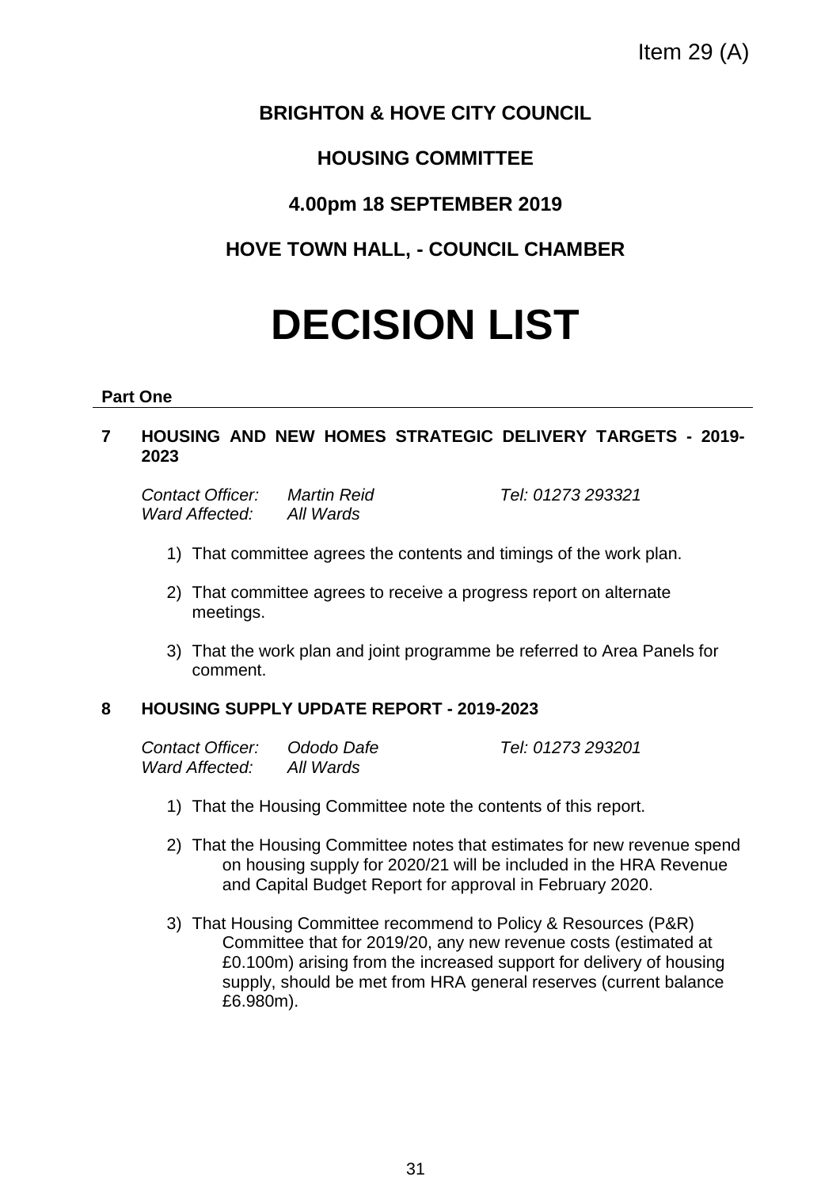Item 29 (A)

# BRIGHTON & HOVE CITY COUNCIL

## HOUSING COMMITTEE

## 4.00pm 18 SEPTEMBER 2019

## HOVE TOWN HALL, - COUNCIL CHAMBER

# DECISION LIST

**Part One**

**7 HOUSING AND NEW HOMES STRATEGIC DELIVERY TARGETS - 2019-2023**

*Contact Officer:* *Martin Reid* *Tel: 01273 293321*
*Ward Affected:* *All Wards*

1) That committee agrees the contents and timings of the work plan.

2) That committee agrees to receive a progress report on alternate meetings.

3) That the work plan and joint programme be referred to Area Panels for comment.

**8 HOUSING SUPPLY UPDATE REPORT - 2019-2023**

*Contact Officer:* *Ododo Dafe* *Tel: 01273 293201*
*Ward Affected:* *All Wards*

1) That the Housing Committee note the contents of this report.

2) That the Housing Committee notes that estimates for new revenue spend on housing supply for 2020/21 will be included in the HRA Revenue and Capital Budget Report for approval in February 2020.

3) That Housing Committee recommend to Policy & Resources (P&R) Committee that for 2019/20, any new revenue costs (estimated at £0.100m) arising from the increased support for delivery of housing supply, should be met from HRA general reserves (current balance £6.980m).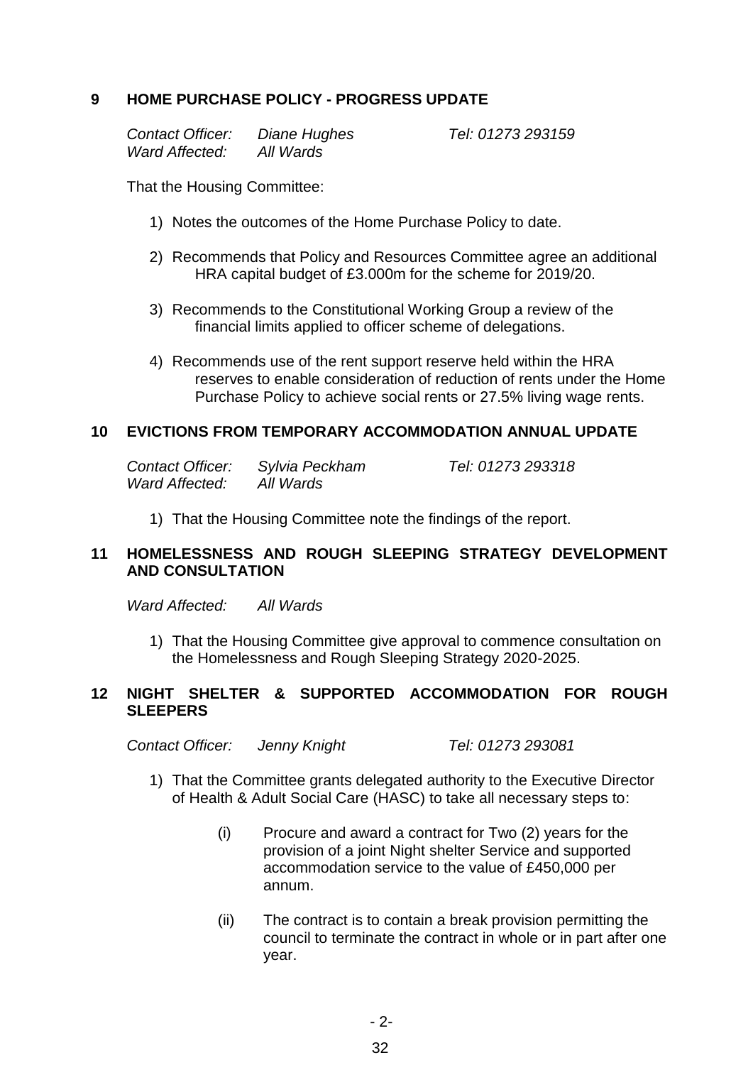## 9 HOME PURCHASE POLICY - PROGRESS UPDATE

*Contact Officer:* *Diane Hughes* *Tel: 01273 293159*
*Ward Affected:* *All Wards*

That the Housing Committee:

1) Notes the outcomes of the Home Purchase Policy to date.

2) Recommends that Policy and Resources Committee agree an additional HRA capital budget of £3.000m for the scheme for 2019/20.

3) Recommends to the Constitutional Working Group a review of the financial limits applied to officer scheme of delegations.

4) Recommends use of the rent support reserve held within the HRA reserves to enable consideration of reduction of rents under the Home Purchase Policy to achieve social rents or 27.5% living wage rents.

## 10 EVICTIONS FROM TEMPORARY ACCOMMODATION ANNUAL UPDATE

*Contact Officer:* *Sylvia Peckham* *Tel: 01273 293318*
*Ward Affected:* *All Wards*

1) That the Housing Committee note the findings of the report.

## 11 HOMELESSNESS AND ROUGH SLEEPING STRATEGY DEVELOPMENT AND CONSULTATION

*Ward Affected:* *All Wards*

1) That the Housing Committee give approval to commence consultation on the Homelessness and Rough Sleeping Strategy 2020-2025.

## 12 NIGHT SHELTER & SUPPORTED ACCOMMODATION FOR ROUGH SLEEPERS

*Contact Officer:* *Jenny Knight* *Tel: 01273 293081*

1) That the Committee grants delegated authority to the Executive Director of Health & Adult Social Care (HASC) to take all necessary steps to:

   (i) Procure and award a contract for Two (2) years for the provision of a joint Night shelter Service and supported accommodation service to the value of £450,000 per annum.

   (ii) The contract is to contain a break provision permitting the council to terminate the contract in whole or in part after one year.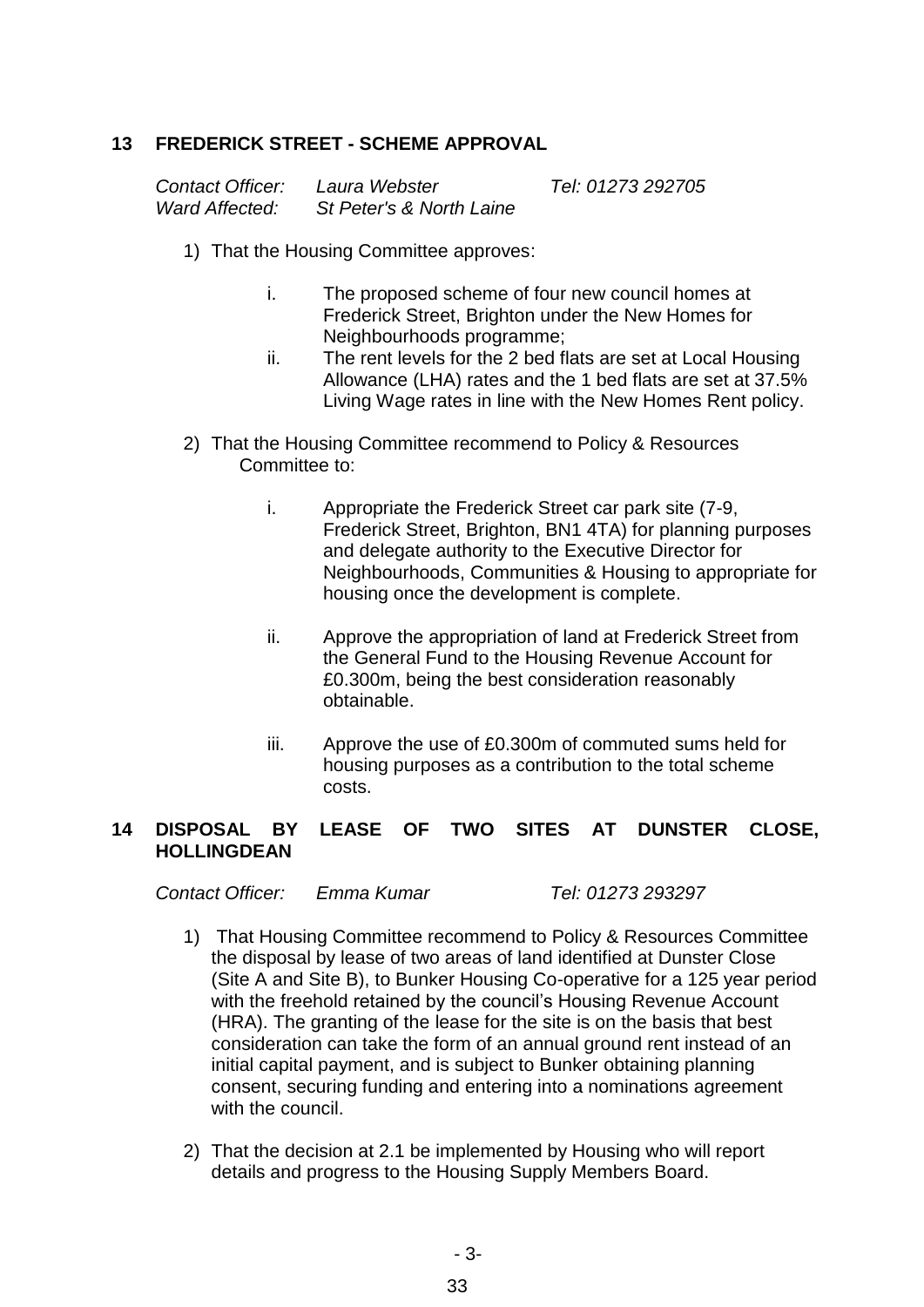## 13 FREDERICK STREET - SCHEME APPROVAL

*Contact Officer:* *Laura Webster* *Tel: 01273 292705*
*Ward Affected:* *St Peter's & North Laine*

1) That the Housing Committee approves:

   i. The proposed scheme of four new council homes at Frederick Street, Brighton under the New Homes for Neighbourhoods programme;

   ii. The rent levels for the 2 bed flats are set at Local Housing Allowance (LHA) rates and the 1 bed flats are set at 37.5% Living Wage rates in line with the New Homes Rent policy.

2) That the Housing Committee recommend to Policy & Resources Committee to:

   i. Appropriate the Frederick Street car park site (7-9, Frederick Street, Brighton, BN1 4TA) for planning purposes and delegate authority to the Executive Director for Neighbourhoods, Communities & Housing to appropriate for housing once the development is complete.

   ii. Approve the appropriation of land at Frederick Street from the General Fund to the Housing Revenue Account for £0.300m, being the best consideration reasonably obtainable.

   iii. Approve the use of £0.300m of commuted sums held for housing purposes as a contribution to the total scheme costs.

## 14 DISPOSAL BY LEASE OF TWO SITES AT DUNSTER CLOSE, HOLLINGDEAN

*Contact Officer:* *Emma Kumar* *Tel: 01273 293297*

1) That Housing Committee recommend to Policy & Resources Committee the disposal by lease of two areas of land identified at Dunster Close (Site A and Site B), to Bunker Housing Co-operative for a 125 year period with the freehold retained by the council's Housing Revenue Account (HRA). The granting of the lease for the site is on the basis that best consideration can take the form of an annual ground rent instead of an initial capital payment, and is subject to Bunker obtaining planning consent, securing funding and entering into a nominations agreement with the council.

2) That the decision at 2.1 be implemented by Housing who will report details and progress to the Housing Supply Members Board.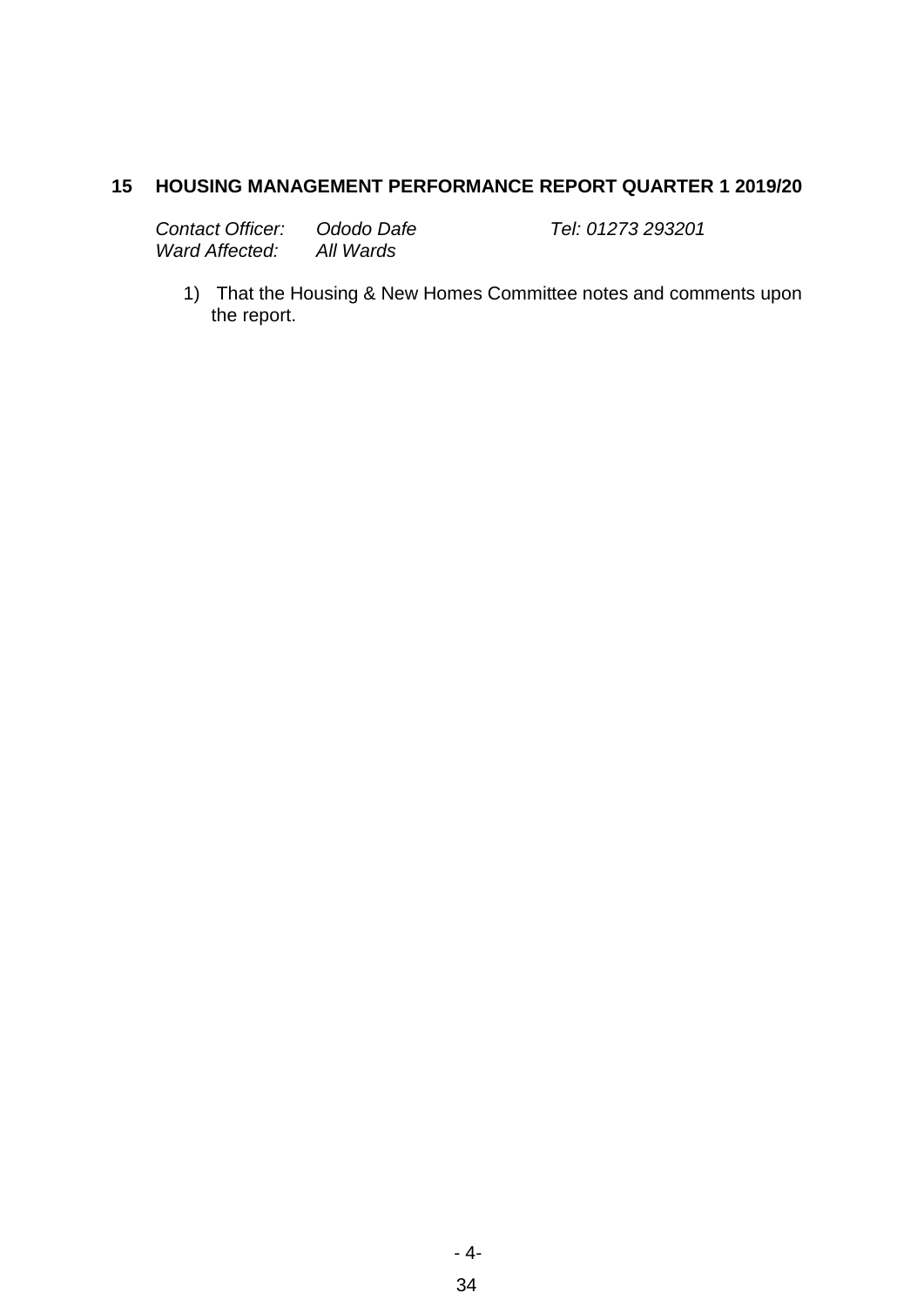## 15 HOUSING MANAGEMENT PERFORMANCE REPORT QUARTER 1 2019/20

*Contact Officer:* *Ododo Dafe* *Tel: 01273 293201*
*Ward Affected:* *All Wards*

1) That the Housing & New Homes Committee notes and comments upon the report.